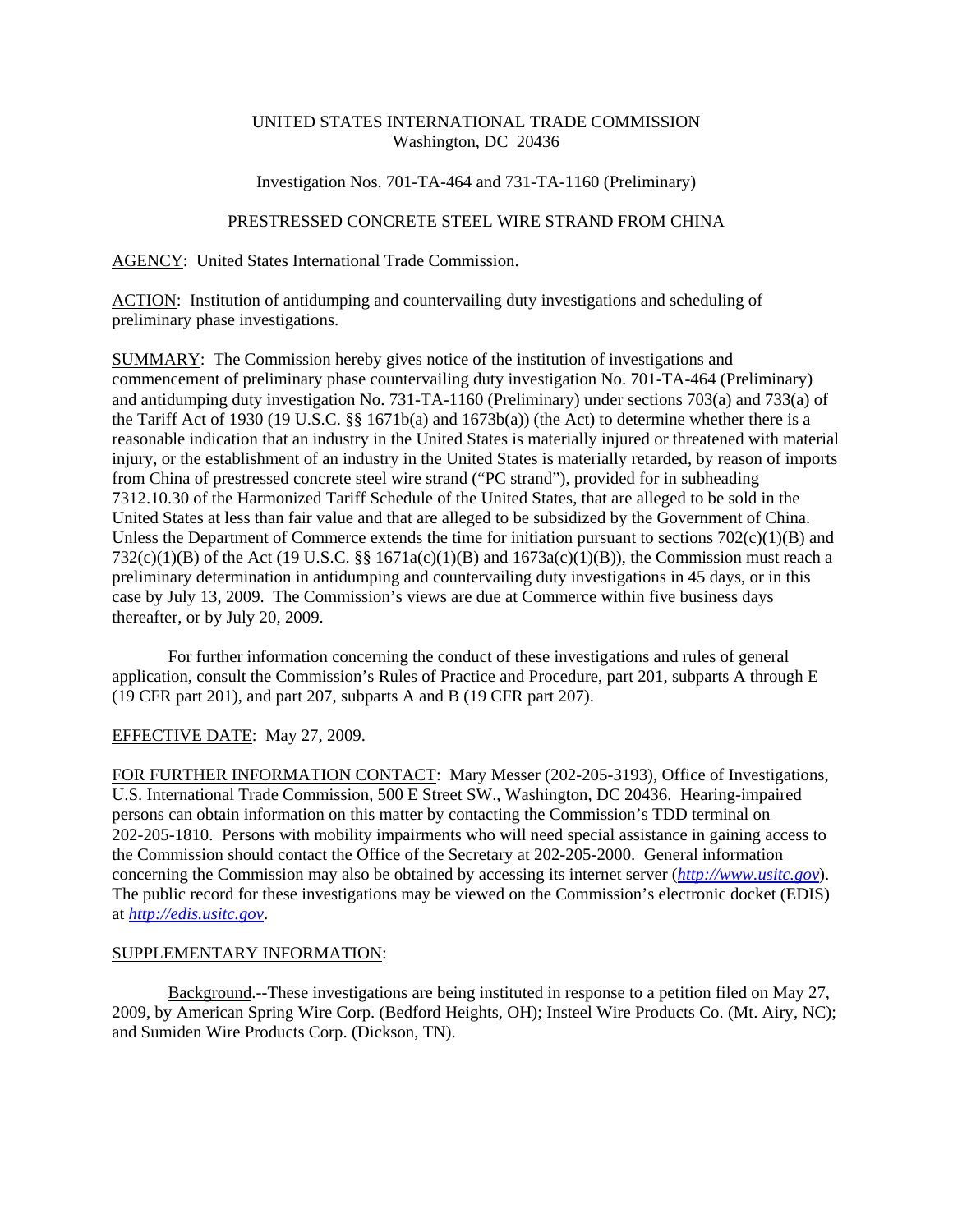UNITED STATES INTERNATIONAL TRADE COMMISSION
Washington, DC 20436

Investigation Nos. 701-TA-464 and 731-TA-1160 (Preliminary)

PRESTRESSED CONCRETE STEEL WIRE STRAND FROM CHINA

AGENCY: United States International Trade Commission.

ACTION: Institution of antidumping and countervailing duty investigations and scheduling of preliminary phase investigations.

SUMMARY: The Commission hereby gives notice of the institution of investigations and commencement of preliminary phase countervailing duty investigation No. 701-TA-464 (Preliminary) and antidumping duty investigation No. 731-TA-1160 (Preliminary) under sections 703(a) and 733(a) of the Tariff Act of 1930 (19 U.S.C. §§ 1671b(a) and 1673b(a)) (the Act) to determine whether there is a reasonable indication that an industry in the United States is materially injured or threatened with material injury, or the establishment of an industry in the United States is materially retarded, by reason of imports from China of prestressed concrete steel wire strand ("PC strand"), provided for in subheading 7312.10.30 of the Harmonized Tariff Schedule of the United States, that are alleged to be sold in the United States at less than fair value and that are alleged to be subsidized by the Government of China. Unless the Department of Commerce extends the time for initiation pursuant to sections 702(c)(1)(B) and 732(c)(1)(B) of the Act (19 U.S.C. §§ 1671a(c)(1)(B) and 1673a(c)(1)(B)), the Commission must reach a preliminary determination in antidumping and countervailing duty investigations in 45 days, or in this case by July 13, 2009. The Commission's views are due at Commerce within five business days thereafter, or by July 20, 2009.

For further information concerning the conduct of these investigations and rules of general application, consult the Commission's Rules of Practice and Procedure, part 201, subparts A through E (19 CFR part 201), and part 207, subparts A and B (19 CFR part 207).

EFFECTIVE DATE: May 27, 2009.

FOR FURTHER INFORMATION CONTACT: Mary Messer (202-205-3193), Office of Investigations, U.S. International Trade Commission, 500 E Street SW., Washington, DC 20436. Hearing-impaired persons can obtain information on this matter by contacting the Commission's TDD terminal on 202-205-1810. Persons with mobility impairments who will need special assistance in gaining access to the Commission should contact the Office of the Secretary at 202-205-2000. General information concerning the Commission may also be obtained by accessing its internet server (*http://www.usitc.gov*). The public record for these investigations may be viewed on the Commission's electronic docket (EDIS) at *http://edis.usitc.gov*.

SUPPLEMENTARY INFORMATION:

Background.--These investigations are being instituted in response to a petition filed on May 27, 2009, by American Spring Wire Corp. (Bedford Heights, OH); Insteel Wire Products Co. (Mt. Airy, NC); and Sumiden Wire Products Corp. (Dickson, TN).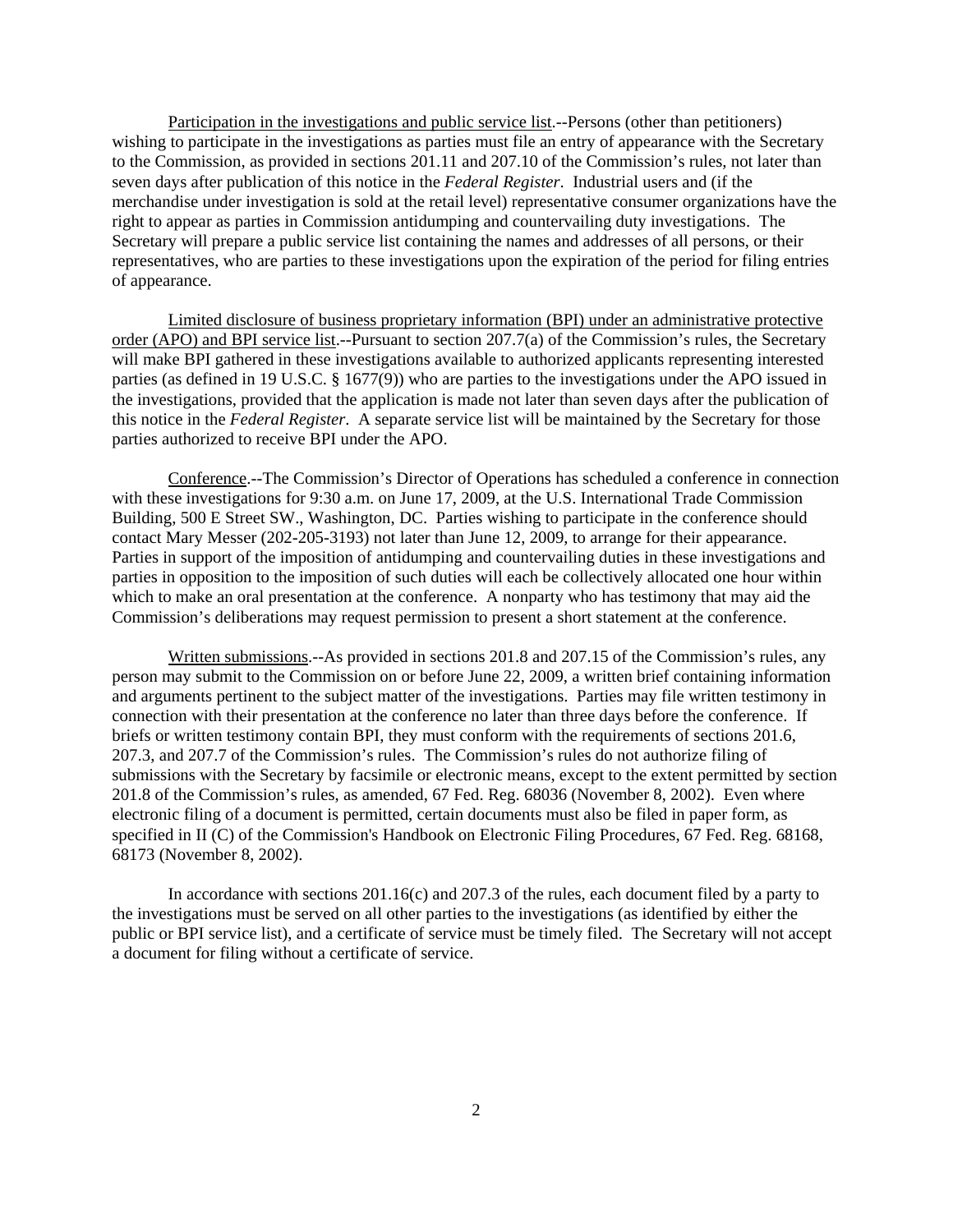<u>Participation in the investigations and public service list</u>.--Persons (other than petitioners) wishing to participate in the investigations as parties must file an entry of appearance with the Secretary to the Commission, as provided in sections 201.11 and 207.10 of the Commission's rules, not later than seven days after publication of this notice in the *Federal Register*. Industrial users and (if the merchandise under investigation is sold at the retail level) representative consumer organizations have the right to appear as parties in Commission antidumping and countervailing duty investigations. The Secretary will prepare a public service list containing the names and addresses of all persons, or their representatives, who are parties to these investigations upon the expiration of the period for filing entries of appearance.

<u>Limited disclosure of business proprietary information (BPI) under an administrative protective order (APO) and BPI service list</u>.--Pursuant to section 207.7(a) of the Commission's rules, the Secretary will make BPI gathered in these investigations available to authorized applicants representing interested parties (as defined in 19 U.S.C. § 1677(9)) who are parties to the investigations under the APO issued in the investigations, provided that the application is made not later than seven days after the publication of this notice in the *Federal Register*. A separate service list will be maintained by the Secretary for those parties authorized to receive BPI under the APO.

<u>Conference</u>.--The Commission's Director of Operations has scheduled a conference in connection with these investigations for 9:30 a.m. on June 17, 2009, at the U.S. International Trade Commission Building, 500 E Street SW., Washington, DC. Parties wishing to participate in the conference should contact Mary Messer (202-205-3193) not later than June 12, 2009, to arrange for their appearance. Parties in support of the imposition of antidumping and countervailing duties in these investigations and parties in opposition to the imposition of such duties will each be collectively allocated one hour within which to make an oral presentation at the conference. A nonparty who has testimony that may aid the Commission's deliberations may request permission to present a short statement at the conference.

<u>Written submissions</u>.--As provided in sections 201.8 and 207.15 of the Commission's rules, any person may submit to the Commission on or before June 22, 2009, a written brief containing information and arguments pertinent to the subject matter of the investigations. Parties may file written testimony in connection with their presentation at the conference no later than three days before the conference. If briefs or written testimony contain BPI, they must conform with the requirements of sections 201.6, 207.3, and 207.7 of the Commission's rules. The Commission's rules do not authorize filing of submissions with the Secretary by facsimile or electronic means, except to the extent permitted by section 201.8 of the Commission's rules, as amended, 67 Fed. Reg. 68036 (November 8, 2002). Even where electronic filing of a document is permitted, certain documents must also be filed in paper form, as specified in II (C) of the Commission's Handbook on Electronic Filing Procedures, 67 Fed. Reg. 68168, 68173 (November 8, 2002).

In accordance with sections 201.16(c) and 207.3 of the rules, each document filed by a party to the investigations must be served on all other parties to the investigations (as identified by either the public or BPI service list), and a certificate of service must be timely filed. The Secretary will not accept a document for filing without a certificate of service.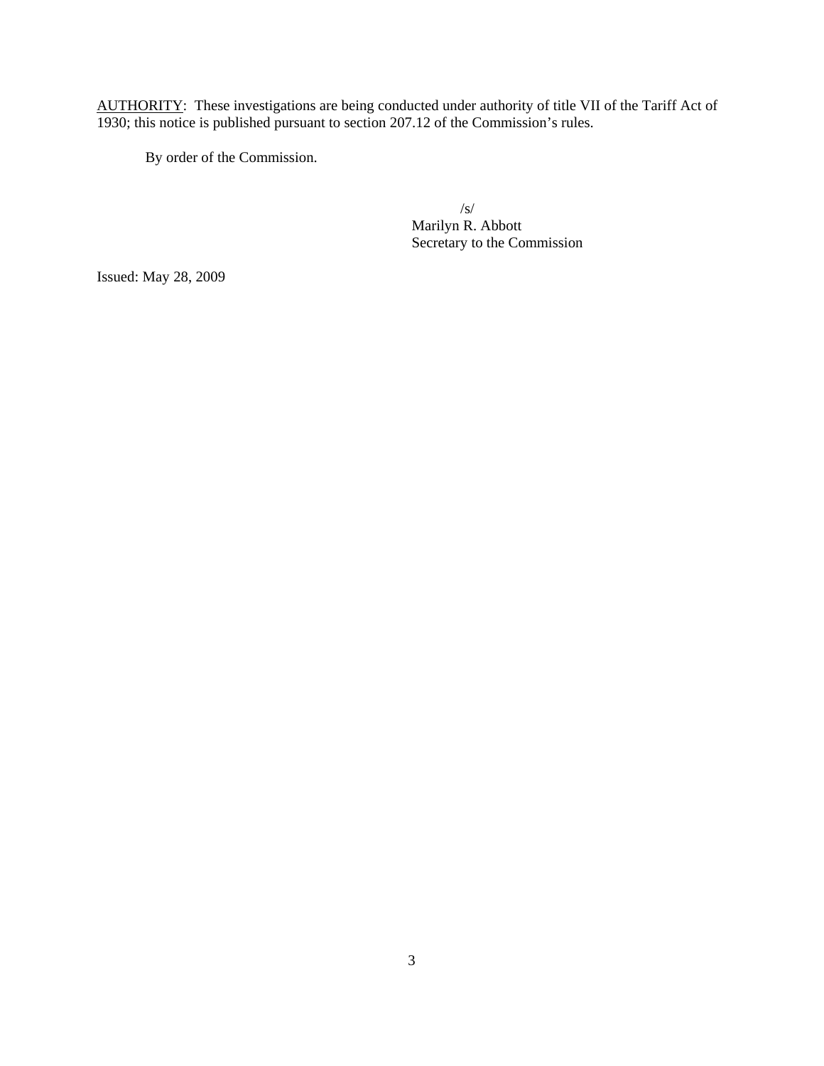<u>AUTHORITY</u>: These investigations are being conducted under authority of title VII of the Tariff Act of 1930; this notice is published pursuant to section 207.12 of the Commission's rules.

By order of the Commission.

/s/
Marilyn R. Abbott
Secretary to the Commission

Issued: May 28, 2009